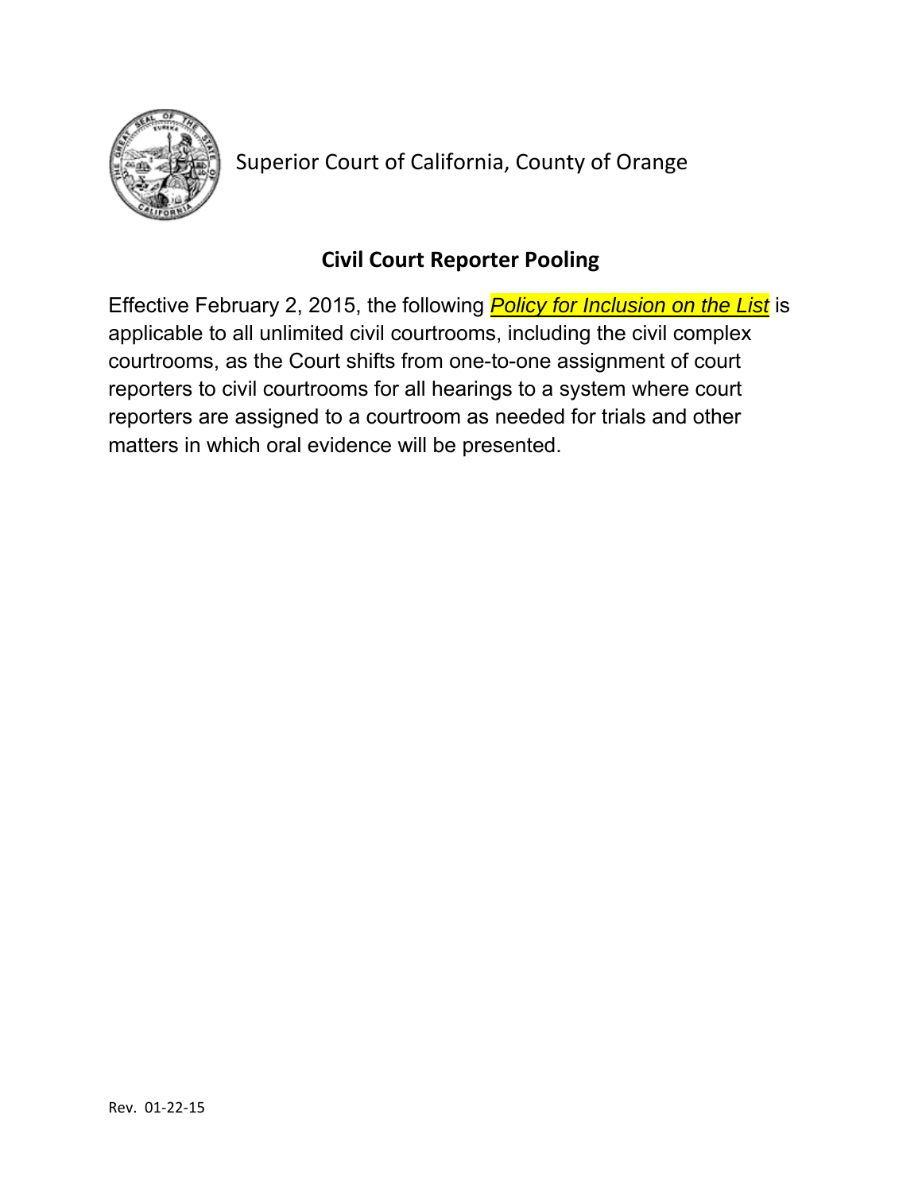Superior Court of California, County of Orange

# Civil Court Reporter Pooling

Effective February 2, 2015, the following ***Policy for Inclusion on the List*** is applicable to all unlimited civil courtrooms, including the civil complex courtrooms, as the Court shifts from one-to-one assignment of court reporters to civil courtrooms for all hearings to a system where court reporters are assigned to a courtroom as needed for trials and other matters in which oral evidence will be presented.

Rev. 01-22-15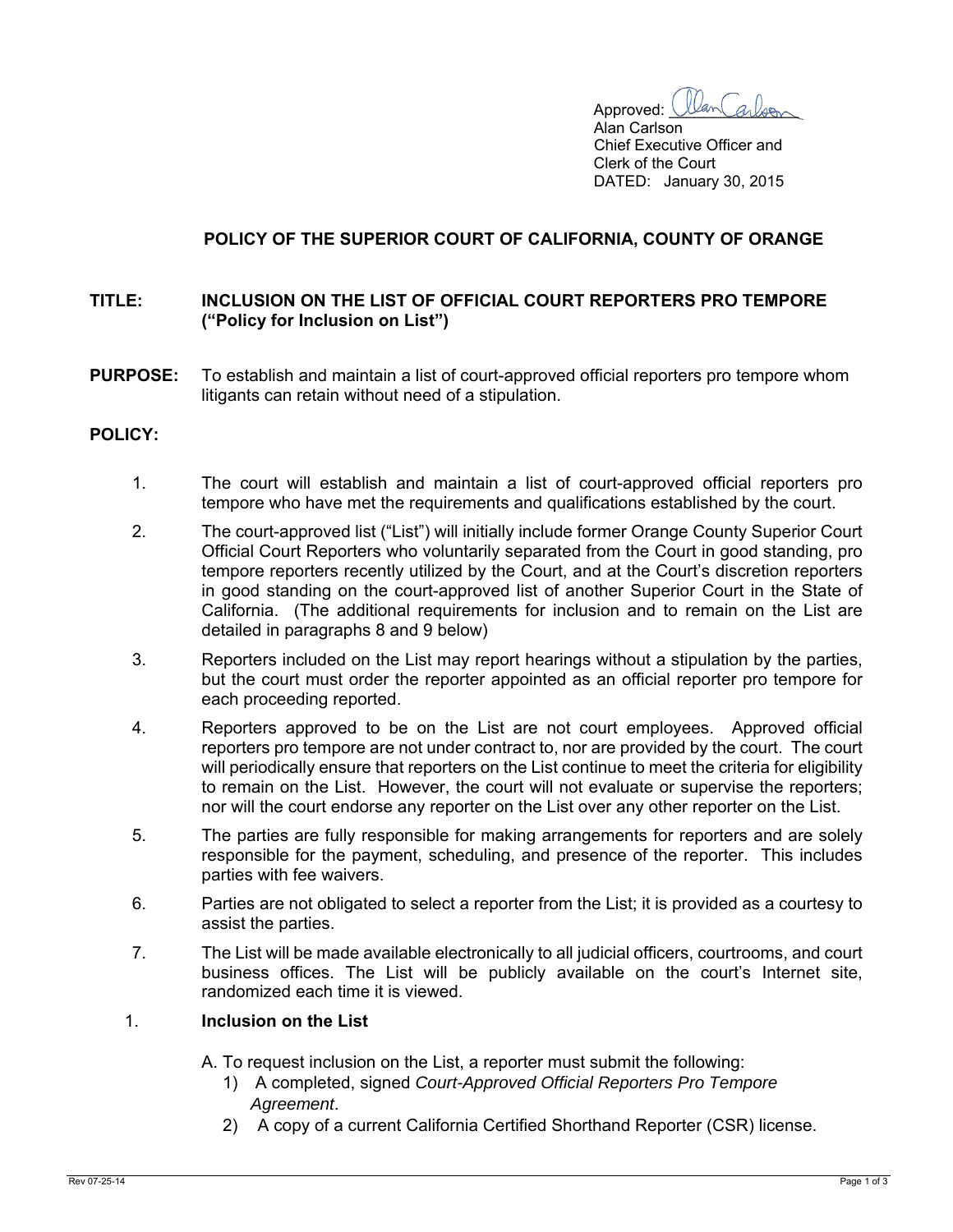Approved: Alan Carlson
Alan Carlson
Chief Executive Officer and
Clerk of the Court
DATED: January 30, 2015

**POLICY OF THE SUPERIOR COURT OF CALIFORNIA, COUNTY OF ORANGE**

**TITLE:** **INCLUSION ON THE LIST OF OFFICIAL COURT REPORTERS PRO TEMPORE ("Policy for Inclusion on List")**

**PURPOSE:** To establish and maintain a list of court-approved official reporters pro tempore whom litigants can retain without need of a stipulation.

**POLICY:**

1. The court will establish and maintain a list of court-approved official reporters pro tempore who have met the requirements and qualifications established by the court.
2. The court-approved list ("List") will initially include former Orange County Superior Court Official Court Reporters who voluntarily separated from the Court in good standing, pro tempore reporters recently utilized by the Court, and at the Court's discretion reporters in good standing on the court-approved list of another Superior Court in the State of California. (The additional requirements for inclusion and to remain on the List are detailed in paragraphs 8 and 9 below)
3. Reporters included on the List may report hearings without a stipulation by the parties, but the court must order the reporter appointed as an official reporter pro tempore for each proceeding reported.
4. Reporters approved to be on the List are not court employees. Approved official reporters pro tempore are not under contract to, nor are provided by the court. The court will periodically ensure that reporters on the List continue to meet the criteria for eligibility to remain on the List. However, the court will not evaluate or supervise the reporters; nor will the court endorse any reporter on the List over any other reporter on the List.
5. The parties are fully responsible for making arrangements for reporters and are solely responsible for the payment, scheduling, and presence of the reporter. This includes parties with fee waivers.
6. Parties are not obligated to select a reporter from the List; it is provided as a courtesy to assist the parties.
7. The List will be made available electronically to all judicial officers, courtrooms, and court business offices. The List will be publicly available on the court's Internet site, randomized each time it is viewed.

1. **Inclusion on the List**

   A. To request inclusion on the List, a reporter must submit the following:
      1) A completed, signed *Court-Approved Official Reporters Pro Tempore Agreement*.
      2) A copy of a current California Certified Shorthand Reporter (CSR) license.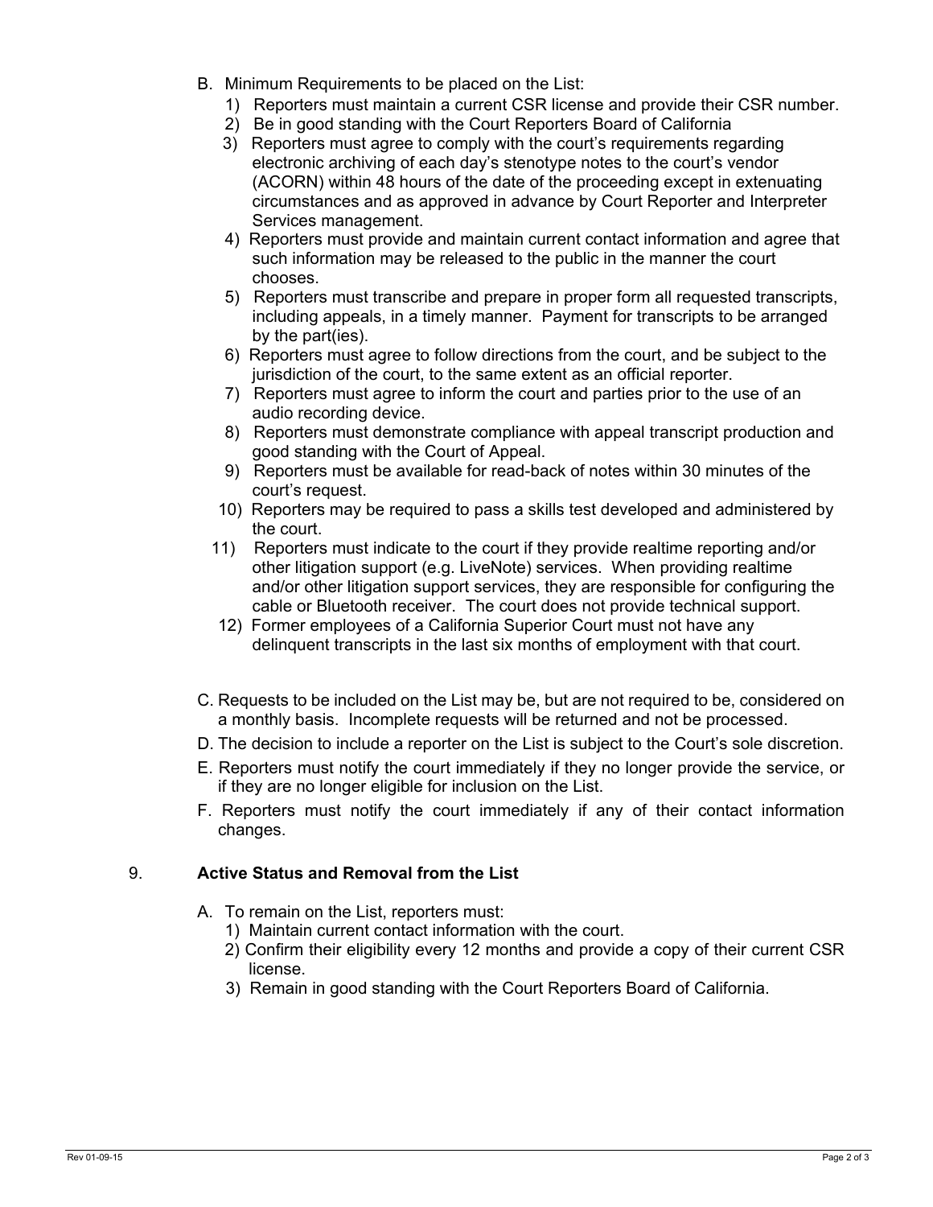B. Minimum Requirements to be placed on the List:

1) Reporters must maintain a current CSR license and provide their CSR number.
2) Be in good standing with the Court Reporters Board of California
3) Reporters must agree to comply with the court's requirements regarding electronic archiving of each day's stenotype notes to the court's vendor (ACORN) within 48 hours of the date of the proceeding except in extenuating circumstances and as approved in advance by Court Reporter and Interpreter Services management.
4) Reporters must provide and maintain current contact information and agree that such information may be released to the public in the manner the court chooses.
5) Reporters must transcribe and prepare in proper form all requested transcripts, including appeals, in a timely manner. Payment for transcripts to be arranged by the part(ies).
6) Reporters must agree to follow directions from the court, and be subject to the jurisdiction of the court, to the same extent as an official reporter.
7) Reporters must agree to inform the court and parties prior to the use of an audio recording device.
8) Reporters must demonstrate compliance with appeal transcript production and good standing with the Court of Appeal.
9) Reporters must be available for read-back of notes within 30 minutes of the court's request.
10) Reporters may be required to pass a skills test developed and administered by the court.
11) Reporters must indicate to the court if they provide realtime reporting and/or other litigation support (e.g. LiveNote) services. When providing realtime and/or other litigation support services, they are responsible for configuring the cable or Bluetooth receiver. The court does not provide technical support.
12) Former employees of a California Superior Court must not have any delinquent transcripts in the last six months of employment with that court.

C. Requests to be included on the List may be, but are not required to be, considered on a monthly basis. Incomplete requests will be returned and not be processed.

D. The decision to include a reporter on the List is subject to the Court's sole discretion.

E. Reporters must notify the court immediately if they no longer provide the service, or if they are no longer eligible for inclusion on the List.

F. Reporters must notify the court immediately if any of their contact information changes.

## 9. Active Status and Removal from the List

A. To remain on the List, reporters must:

1) Maintain current contact information with the court.
2) Confirm their eligibility every 12 months and provide a copy of their current CSR license.
3) Remain in good standing with the Court Reporters Board of California.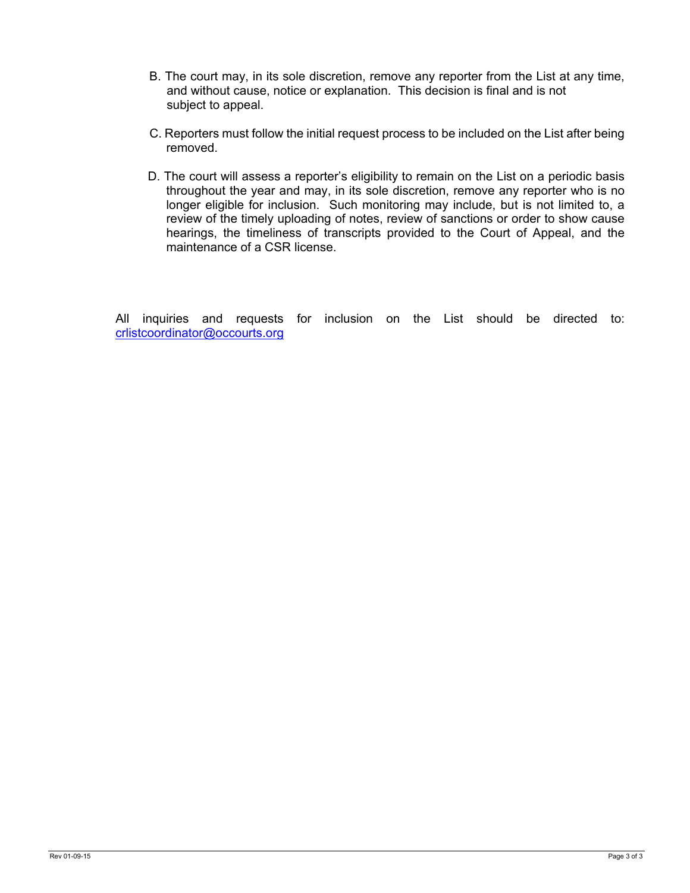B. The court may, in its sole discretion, remove any reporter from the List at any time, and without cause, notice or explanation. This decision is final and is not subject to appeal.

C. Reporters must follow the initial request process to be included on the List after being removed.

D. The court will assess a reporter's eligibility to remain on the List on a periodic basis throughout the year and may, in its sole discretion, remove any reporter who is no longer eligible for inclusion. Such monitoring may include, but is not limited to, a review of the timely uploading of notes, review of sanctions or order to show cause hearings, the timeliness of transcripts provided to the Court of Appeal, and the maintenance of a CSR license.

All inquiries and requests for inclusion on the List should be directed to: crlistcoordinator@occourts.org